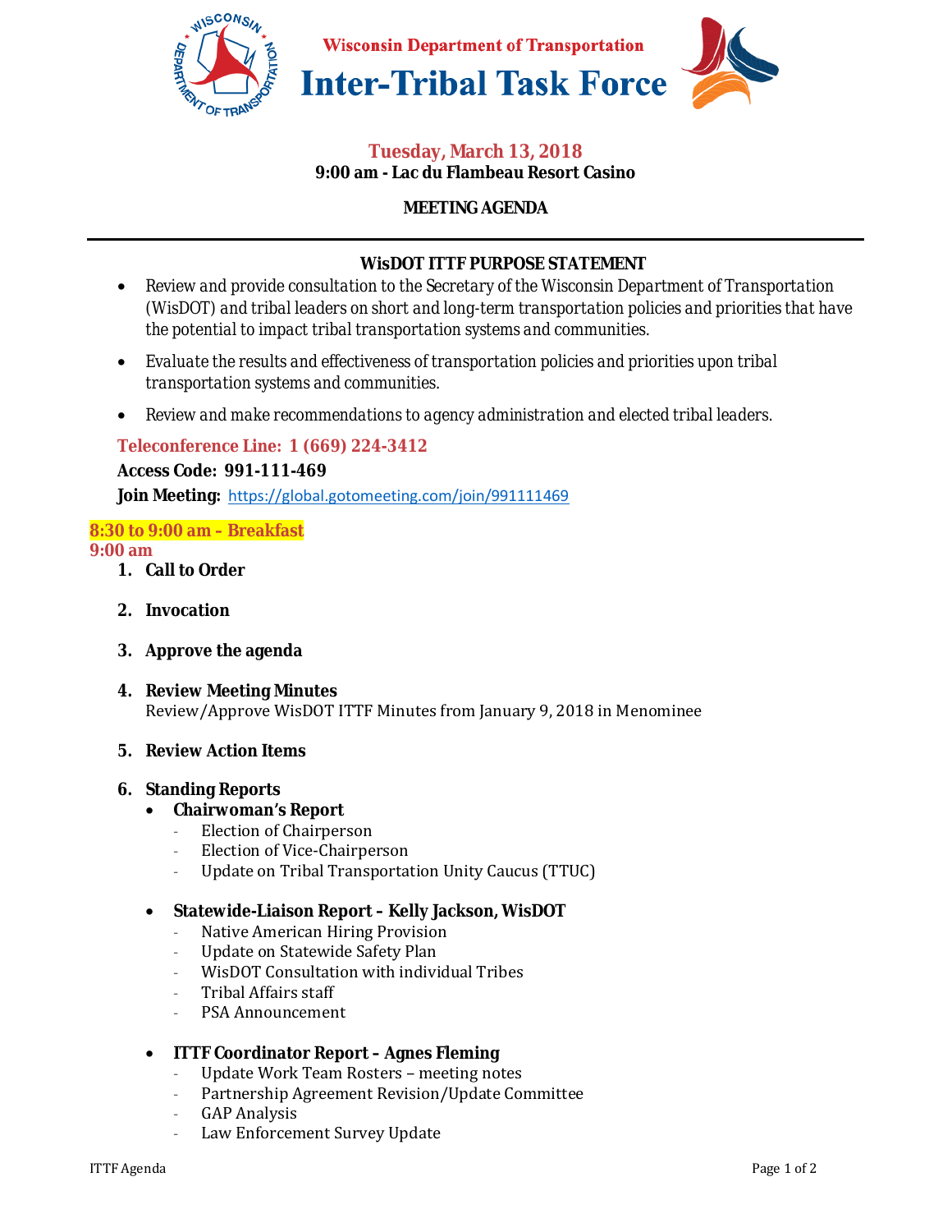# Wisconsin Department of Transportation
# Inter-Tribal Task Force

**Tuesday, March 13, 2018**
**9:00 am - Lac du Flambeau Resort Casino**

**MEETING AGENDA**

---

**WisDOT ITTF PURPOSE STATEMENT**

- Review and provide consultation to the Secretary of the Wisconsin Department of Transportation (WisDOT) and tribal leaders on short and long-term transportation policies and priorities that have the potential to impact tribal transportation systems and communities.
- Evaluate the results and effectiveness of transportation policies and priorities upon tribal transportation systems and communities.
- Review and make recommendations to agency administration and elected tribal leaders.

**Teleconference Line: 1 (669) 224-3412**

**Access Code: 991-111-469**

**Join Meeting:** https://global.gotomeeting.com/join/991111469

**8:30 to 9:00 am – Breakfast**
**9:00 am**

1. **Call to Order**

2. **Invocation**

3. **Approve the agenda**

4. **Review Meeting Minutes**
   Review/Approve WisDOT ITTF Minutes from January 9, 2018 in Menominee

5. **Review Action Items**

6. **Standing Reports**
   - **Chairwoman's Report**
     - Election of Chairperson
     - Election of Vice-Chairperson
     - Update on Tribal Transportation Unity Caucus (TTUC)

   - **Statewide-Liaison Report – Kelly Jackson, WisDOT**
     - Native American Hiring Provision
     - Update on Statewide Safety Plan
     - WisDOT Consultation with individual Tribes
     - Tribal Affairs staff
     - PSA Announcement

   - **ITTF Coordinator Report – Agnes Fleming**
     - Update Work Team Rosters – meeting notes
     - Partnership Agreement Revision/Update Committee
     - GAP Analysis
     - Law Enforcement Survey Update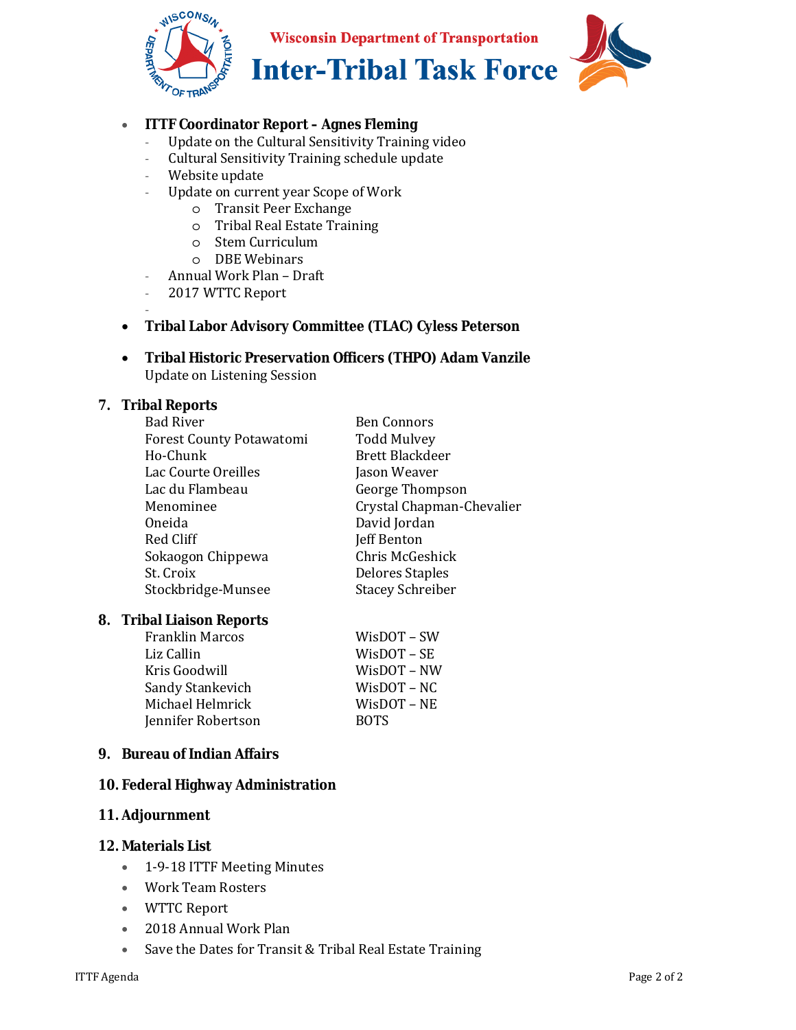- **ITTF Coordinator Report – Agnes Fleming**
  - Update on the Cultural Sensitivity Training video
  - Cultural Sensitivity Training schedule update
  - Website update
  - Update on current year Scope of Work
    - Transit Peer Exchange
    - Tribal Real Estate Training
    - Stem Curriculum
    - DBE Webinars
  - Annual Work Plan – Draft
  - 2017 WTTC Report
  -
- **Tribal Labor Advisory Committee (TLAC) Cyless Peterson**
- **Tribal Historic Preservation Officers (THPO) Adam Vanzile**
  Update on Listening Session

## 7. Tribal Reports

| | |
|---|---|
| Bad River | Ben Connors |
| Forest County Potawatomi | Todd Mulvey |
| Ho-Chunk | Brett Blackdeer |
| Lac Courte Oreilles | Jason Weaver |
| Lac du Flambeau | George Thompson |
| Menominee | Crystal Chapman-Chevalier |
| Oneida | David Jordan |
| Red Cliff | Jeff Benton |
| Sokaogon Chippewa | Chris McGeshick |
| St. Croix | Delores Staples |
| Stockbridge-Munsee | Stacey Schreiber |

## 8. Tribal Liaison Reports

| | |
|---|---|
| Franklin Marcos | WisDOT – SW |
| Liz Callin | WisDOT – SE |
| Kris Goodwill | WisDOT – NW |
| Sandy Stankevich | WisDOT – NC |
| Michael Helmrick | WisDOT – NE |
| Jennifer Robertson | BOTS |

## 9. Bureau of Indian Affairs

## 10. Federal Highway Administration

## 11. Adjournment

## 12. Materials List

- 1-9-18 ITTF Meeting Minutes
- Work Team Rosters
- WTTC Report
- 2018 Annual Work Plan
- Save the Dates for Transit & Tribal Real Estate Training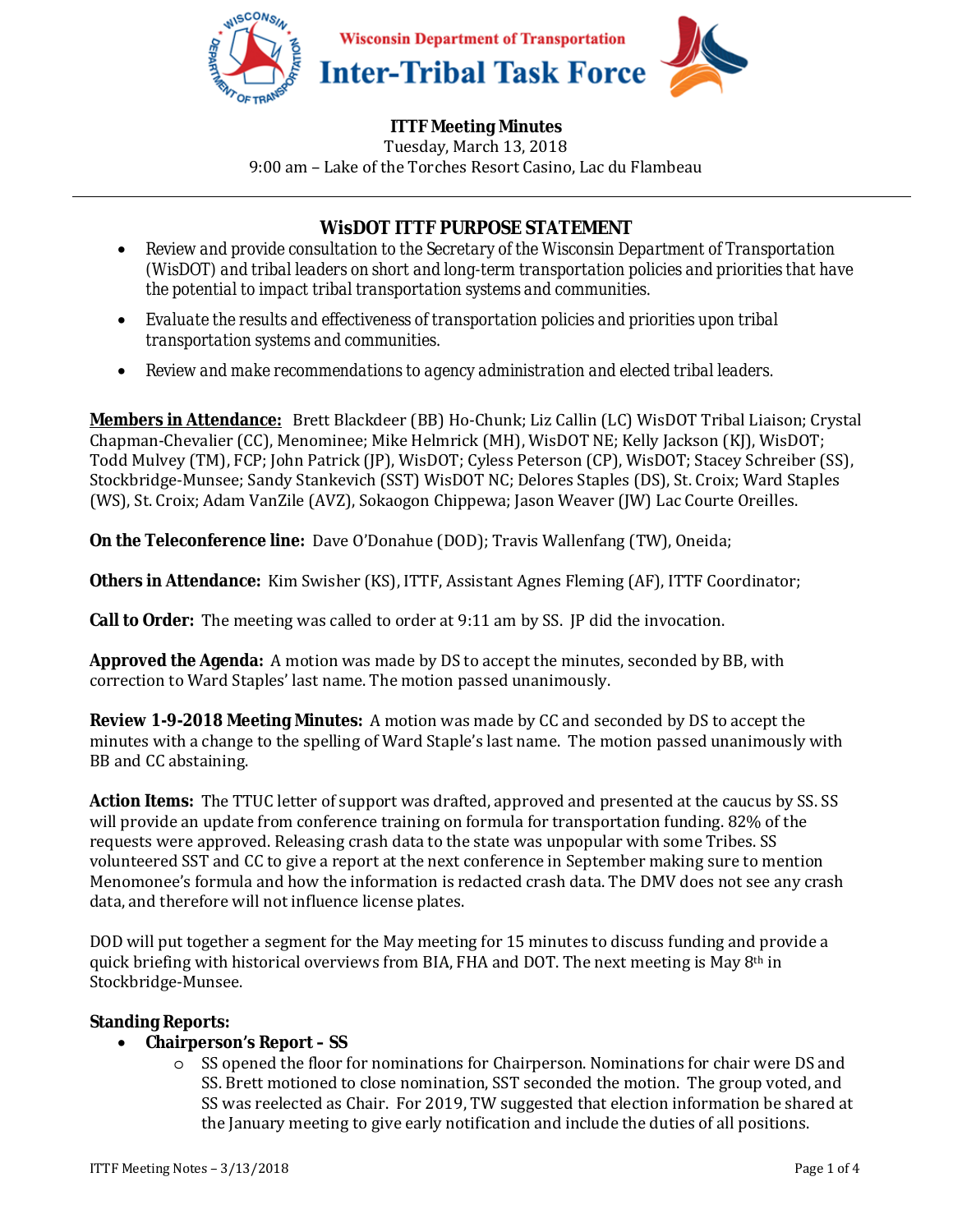Wisconsin Department of Transportation

# Inter-Tribal Task Force

**ITTF Meeting Minutes**
Tuesday, March 13, 2018
9:00 am – Lake of the Torches Resort Casino, Lac du Flambeau

---

## WisDOT ITTF PURPOSE STATEMENT

- Review and provide consultation to the Secretary of the Wisconsin Department of Transportation (WisDOT) and tribal leaders on short and long-term transportation policies and priorities that have the potential to impact tribal transportation systems and communities.
- Evaluate the results and effectiveness of transportation policies and priorities upon tribal transportation systems and communities.
- Review and make recommendations to agency administration and elected tribal leaders.

**Members in Attendance:** Brett Blackdeer (BB) Ho-Chunk; Liz Callin (LC) WisDOT Tribal Liaison; Crystal Chapman-Chevalier (CC), Menominee; Mike Helmrick (MH), WisDOT NE; Kelly Jackson (KJ), WisDOT; Todd Mulvey (TM), FCP; John Patrick (JP), WisDOT; Cyless Peterson (CP), WisDOT; Stacey Schreiber (SS), Stockbridge-Munsee; Sandy Stankevich (SST) WisDOT NC; Delores Staples (DS), St. Croix; Ward Staples (WS), St. Croix; Adam VanZile (AVZ), Sokaogon Chippewa; Jason Weaver (JW) Lac Courte Oreilles.

**On the Teleconference line:** Dave O'Donahue (DOD); Travis Wallenfang (TW), Oneida;

**Others in Attendance:** Kim Swisher (KS), ITTF, Assistant Agnes Fleming (AF), ITTF Coordinator;

**Call to Order:** The meeting was called to order at 9:11 am by SS. JP did the invocation.

**Approved the Agenda:** A motion was made by DS to accept the minutes, seconded by BB, with correction to Ward Staples' last name. The motion passed unanimously.

**Review 1-9-2018 Meeting Minutes:** A motion was made by CC and seconded by DS to accept the minutes with a change to the spelling of Ward Staple's last name. The motion passed unanimously with BB and CC abstaining.

**Action Items:** The TTUC letter of support was drafted, approved and presented at the caucus by SS. SS will provide an update from conference training on formula for transportation funding. 82% of the requests were approved. Releasing crash data to the state was unpopular with some Tribes. SS volunteered SST and CC to give a report at the next conference in September making sure to mention Menomonee's formula and how the information is redacted crash data. The DMV does not see any crash data, and therefore will not influence license plates.

DOD will put together a segment for the May meeting for 15 minutes to discuss funding and provide a quick briefing with historical overviews from BIA, FHA and DOT. The next meeting is May 8th in Stockbridge-Munsee.

**Standing Reports:**

- **Chairperson's Report – SS**
    - SS opened the floor for nominations for Chairperson. Nominations for chair were DS and SS. Brett motioned to close nomination, SST seconded the motion. The group voted, and SS was reelected as Chair. For 2019, TW suggested that election information be shared at the January meeting to give early notification and include the duties of all positions.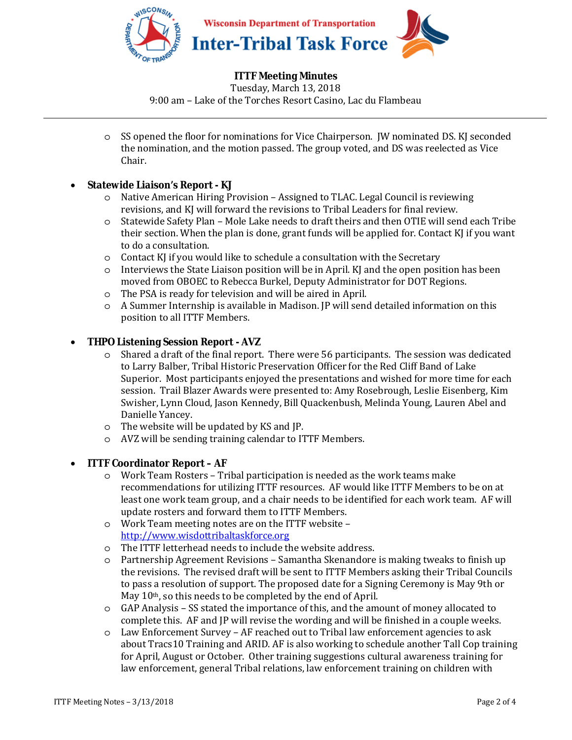**ITTF Meeting Minutes**
Tuesday, March 13, 2018
9:00 am – Lake of the Torches Resort Casino, Lac du Flambeau

- SS opened the floor for nominations for Vice Chairperson. JW nominated DS. KJ seconded the nomination, and the motion passed. The group voted, and DS was reelected as Vice Chair.

- **Statewide Liaison's Report - KJ**
  - Native American Hiring Provision – Assigned to TLAC. Legal Council is reviewing revisions, and KJ will forward the revisions to Tribal Leaders for final review.
  - Statewide Safety Plan – Mole Lake needs to draft theirs and then OTIE will send each Tribe their section. When the plan is done, grant funds will be applied for. Contact KJ if you want to do a consultation.
  - Contact KJ if you would like to schedule a consultation with the Secretary
  - Interviews the State Liaison position will be in April. KJ and the open position has been moved from OBOEC to Rebecca Burkel, Deputy Administrator for DOT Regions.
  - The PSA is ready for television and will be aired in April.
  - A Summer Internship is available in Madison. JP will send detailed information on this position to all ITTF Members.

- **THPO Listening Session Report - AVZ**
  - Shared a draft of the final report. There were 56 participants. The session was dedicated to Larry Balber, Tribal Historic Preservation Officer for the Red Cliff Band of Lake Superior. Most participants enjoyed the presentations and wished for more time for each session. Trail Blazer Awards were presented to: Amy Rosebrough, Leslie Eisenberg, Kim Swisher, Lynn Cloud, Jason Kennedy, Bill Quackenbush, Melinda Young, Lauren Abel and Danielle Yancey.
  - The website will be updated by KS and JP.
  - AVZ will be sending training calendar to ITTF Members.

- **ITTF Coordinator Report – AF**
  - Work Team Rosters – Tribal participation is needed as the work teams make recommendations for utilizing ITTF resources. AF would like ITTF Members to be on at least one work team group, and a chair needs to be identified for each work team. AF will update rosters and forward them to ITTF Members.
  - Work Team meeting notes are on the ITTF website – [http://www.wisdottribaltaskforce.org](http://www.wisdottribaltaskforce.org)
  - The ITTF letterhead needs to include the website address.
  - Partnership Agreement Revisions – Samantha Skenandore is making tweaks to finish up the revisions. The revised draft will be sent to ITTF Members asking their Tribal Councils to pass a resolution of support. The proposed date for a Signing Ceremony is May 9th or May 10th, so this needs to be completed by the end of April.
  - GAP Analysis – SS stated the importance of this, and the amount of money allocated to complete this. AF and JP will revise the wording and will be finished in a couple weeks.
  - Law Enforcement Survey – AF reached out to Tribal law enforcement agencies to ask about Tracs10 Training and ARID. AF is also working to schedule another Tall Cop training for April, August or October. Other training suggestions cultural awareness training for law enforcement, general Tribal relations, law enforcement training on children with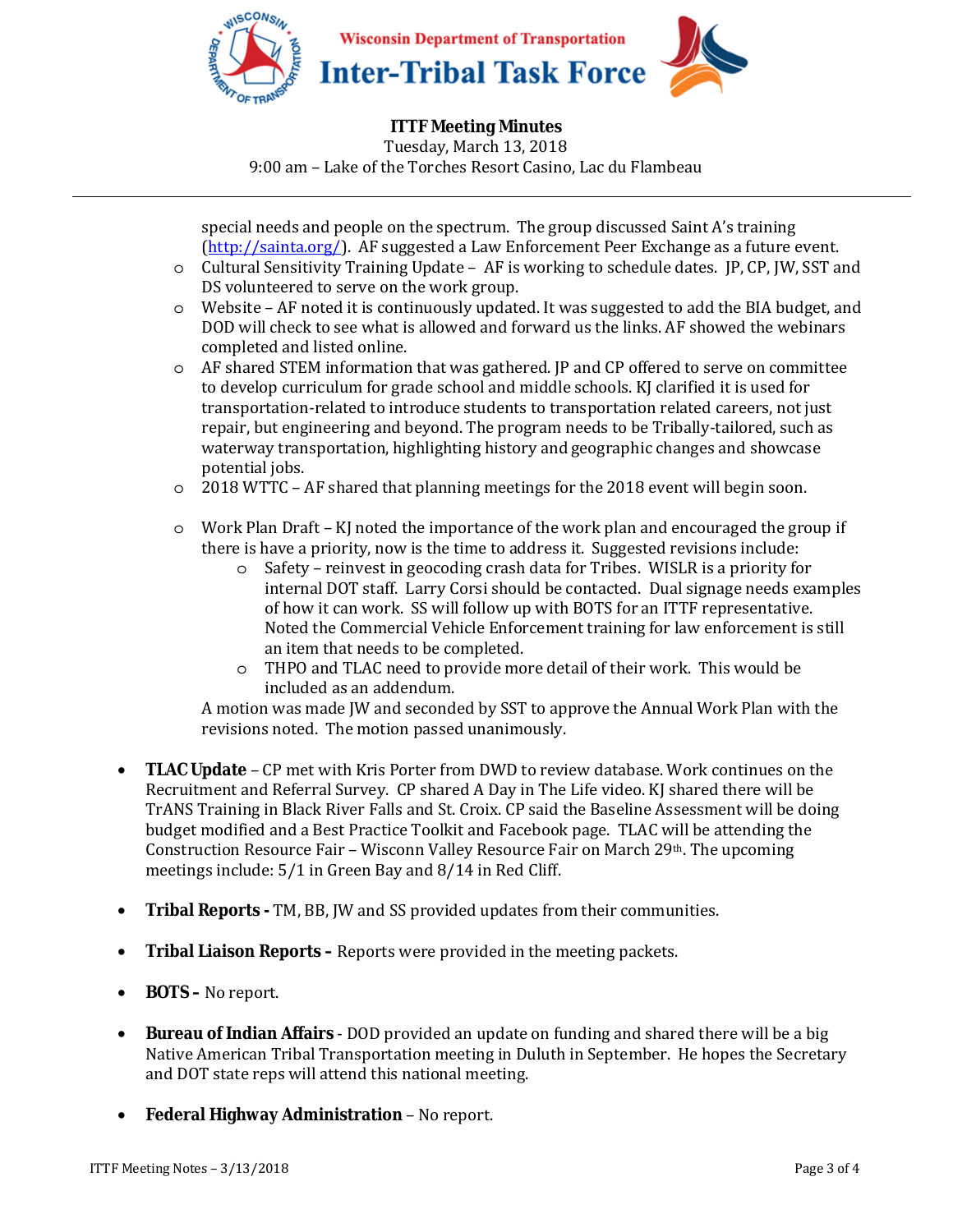special needs and people on the spectrum. The group discussed Saint A's training (http://sainta.org/). AF suggested a Law Enforcement Peer Exchange as a future event.

- Cultural Sensitivity Training Update – AF is working to schedule dates. JP, CP, JW, SST and DS volunteered to serve on the work group.
- Website – AF noted it is continuously updated. It was suggested to add the BIA budget, and DOD will check to see what is allowed and forward us the links. AF showed the webinars completed and listed online.
- AF shared STEM information that was gathered. JP and CP offered to serve on committee to develop curriculum for grade school and middle schools. KJ clarified it is used for transportation-related to introduce students to transportation related careers, not just repair, but engineering and beyond. The program needs to be Tribally-tailored, such as waterway transportation, highlighting history and geographic changes and showcase potential jobs.
- 2018 WTTC – AF shared that planning meetings for the 2018 event will begin soon.
- Work Plan Draft – KJ noted the importance of the work plan and encouraged the group if there is have a priority, now is the time to address it. Suggested revisions include:
  - Safety – reinvest in geocoding crash data for Tribes. WISLR is a priority for internal DOT staff. Larry Corsi should be contacted. Dual signage needs examples of how it can work. SS will follow up with BOTS for an ITTF representative. Noted the Commercial Vehicle Enforcement training for law enforcement is still an item that needs to be completed.
  - THPO and TLAC need to provide more detail of their work. This would be included as an addendum.

A motion was made JW and seconded by SST to approve the Annual Work Plan with the revisions noted. The motion passed unanimously.

- **TLAC Update** – CP met with Kris Porter from DWD to review database. Work continues on the Recruitment and Referral Survey. CP shared A Day in The Life video. KJ shared there will be TrANS Training in Black River Falls and St. Croix. CP said the Baseline Assessment will be doing budget modified and a Best Practice Toolkit and Facebook page. TLAC will be attending the Construction Resource Fair – Wisconn Valley Resource Fair on March 29th. The upcoming meetings include: 5/1 in Green Bay and 8/14 in Red Cliff.
- **Tribal Reports -** TM, BB, JW and SS provided updates from their communities.
- **Tribal Liaison Reports -** Reports were provided in the meeting packets.
- **BOTS -** No report.
- **Bureau of Indian Affairs** - DOD provided an update on funding and shared there will be a big Native American Tribal Transportation meeting in Duluth in September. He hopes the Secretary and DOT state reps will attend this national meeting.
- **Federal Highway Administration** – No report.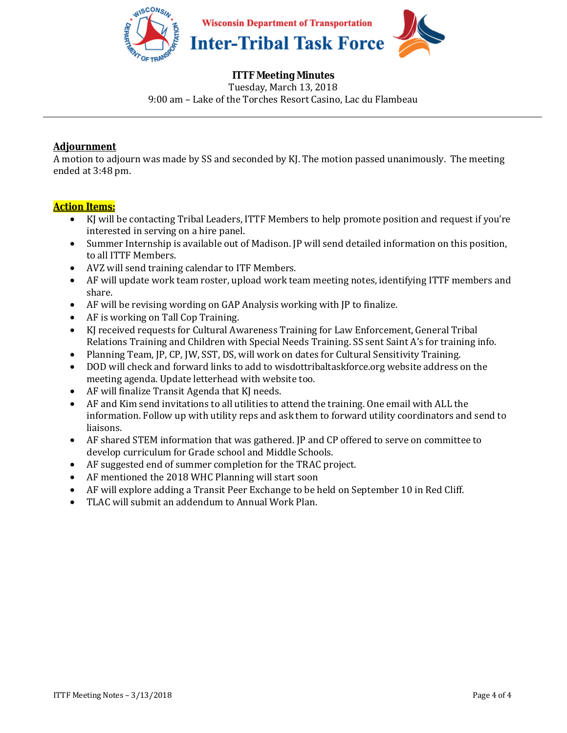Wisconsin Department of Transportation
**Inter-Tribal Task Force**

**ITTF Meeting Minutes**
Tuesday, March 13, 2018
9:00 am – Lake of the Torches Resort Casino, Lac du Flambeau

---

**Adjournment**
A motion to adjourn was made by SS and seconded by KJ. The motion passed unanimously. The meeting ended at 3:48 pm.

**Action Items:**

- KJ will be contacting Tribal Leaders, ITTF Members to help promote position and request if you're interested in serving on a hire panel.
- Summer Internship is available out of Madison. JP will send detailed information on this position, to all ITTF Members.
- AVZ will send training calendar to ITF Members.
- AF will update work team roster, upload work team meeting notes, identifying ITTF members and share.
- AF will be revising wording on GAP Analysis working with JP to finalize.
- AF is working on Tall Cop Training.
- KJ received requests for Cultural Awareness Training for Law Enforcement, General Tribal Relations Training and Children with Special Needs Training. SS sent Saint A's for training info.
- Planning Team, JP, CP, JW, SST, DS, will work on dates for Cultural Sensitivity Training.
- DOD will check and forward links to add to wisdottribaltaskforce.org website address on the meeting agenda. Update letterhead with website too.
- AF will finalize Transit Agenda that KJ needs.
- AF and Kim send invitations to all utilities to attend the training. One email with ALL the information. Follow up with utility reps and ask them to forward utility coordinators and send to liaisons.
- AF shared STEM information that was gathered. JP and CP offered to serve on committee to develop curriculum for Grade school and Middle Schools.
- AF suggested end of summer completion for the TRAC project.
- AF mentioned the 2018 WHC Planning will start soon
- AF will explore adding a Transit Peer Exchange to be held on September 10 in Red Cliff.
- TLAC will submit an addendum to Annual Work Plan.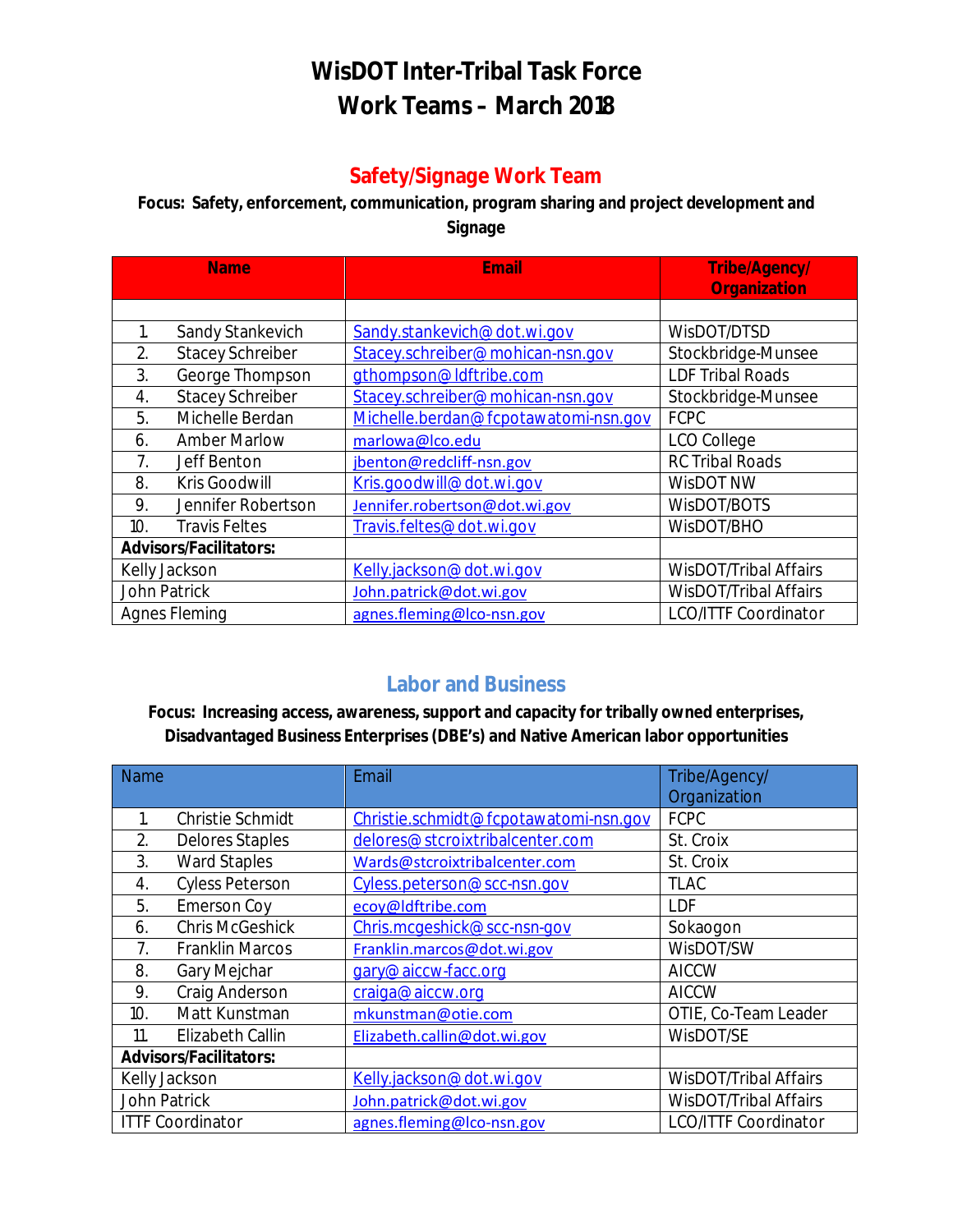# WisDOT Inter-Tribal Task Force
# Work Teams – March 2018

## Safety/Signage Work Team

**Focus: Safety, enforcement, communication, program sharing and project development and Signage**

| Name | Email | Tribe/Agency/ Organization |
|---|---|---|
| | | |
| 1. Sandy Stankevich | Sandy.stankevich@dot.wi.gov | WisDOT/DTSD |
| 2. Stacey Schreiber | Stacey.schreiber@mohican-nsn.gov | Stockbridge-Munsee |
| 3. George Thompson | gthompson@ldftribe.com | LDF Tribal Roads |
| 4. Stacey Schreiber | Stacey.schreiber@mohican-nsn.gov | Stockbridge-Munsee |
| 5. Michelle Berdan | Michelle.berdan@fcpotawatomi-nsn.gov | FCPC |
| 6. Amber Marlow | marlowa@lco.edu | LCO College |
| 7. Jeff Benton | jbenton@redcliff-nsn.gov | RC Tribal Roads |
| 8. Kris Goodwill | Kris.goodwill@dot.wi.gov | WisDOT NW |
| 9. Jennifer Robertson | Jennifer.robertson@dot.wi.gov | WisDOT/BOTS |
| 10. Travis Feltes | Travis.feltes@dot.wi.gov | WisDOT/BHO |
| **Advisors/Facilitators:** | | |
| Kelly Jackson | Kelly.jackson@dot.wi.gov | WisDOT/Tribal Affairs |
| John Patrick | John.patrick@dot.wi.gov | WisDOT/Tribal Affairs |
| Agnes Fleming | agnes.fleming@lco-nsn.gov | LCO/ITTF Coordinator |

## Labor and Business

**Focus: Increasing access, awareness, support and capacity for tribally owned enterprises, Disadvantaged Business Enterprises (DBE's) and Native American labor opportunities**

| Name | Email | Tribe/Agency/ Organization |
|---|---|---|
| 1. Christie Schmidt | Christie.schmidt@fcpotawatomi-nsn.gov | FCPC |
| 2. Delores Staples | delores@stcroixtribalcenter.com | St. Croix |
| 3. Ward Staples | Wards@stcroixtribalcenter.com | St. Croix |
| 4. Cyless Peterson | Cyless.peterson@scc-nsn.gov | TLAC |
| 5. Emerson Coy | ecoy@ldftribe.com | LDF |
| 6. Chris McGeshick | Chris.mcgeshick@scc-nsn-gov | Sokaogon |
| 7. Franklin Marcos | Franklin.marcos@dot.wi.gov | WisDOT/SW |
| 8. Gary Mejchar | gary@aiccw-facc.org | AICCW |
| 9. Craig Anderson | craiga@aiccw.org | AICCW |
| 10. Matt Kunstman | mkunstman@otie.com | OTIE, Co-Team Leader |
| 11. Elizabeth Callin | Elizabeth.callin@dot.wi.gov | WisDOT/SE |
| **Advisors/Facilitators:** | | |
| Kelly Jackson | Kelly.jackson@dot.wi.gov | WisDOT/Tribal Affairs |
| John Patrick | John.patrick@dot.wi.gov | WisDOT/Tribal Affairs |
| ITTF Coordinator | agnes.fleming@lco-nsn.gov | LCO/ITTF Coordinator |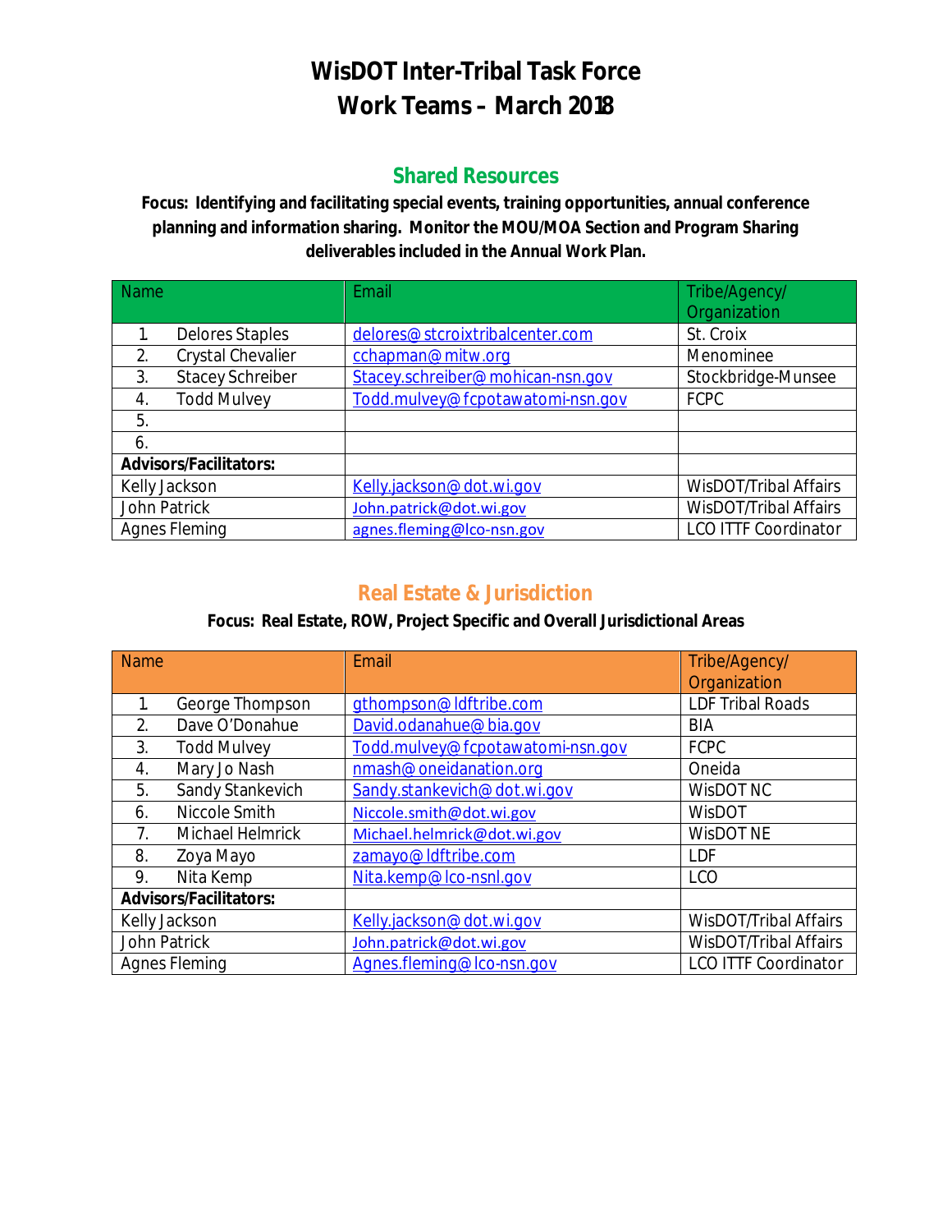# WisDOT Inter-Tribal Task Force
# Work Teams – March 2018

## Shared Resources

**Focus: Identifying and facilitating special events, training opportunities, annual conference planning and information sharing. Monitor the MOU/MOA Section and Program Sharing deliverables included in the Annual Work Plan.**

| Name | Email | Tribe/Agency/ Organization |
|---|---|---|
| 1. Delores Staples | delores@stcroixtribalcenter.com | St. Croix |
| 2. Crystal Chevalier | cchapman@mitw.org | Menominee |
| 3. Stacey Schreiber | Stacey.schreiber@mohican-nsn.gov | Stockbridge-Munsee |
| 4. Todd Mulvey | Todd.mulvey@fcpotawatomi-nsn.gov | FCPC |
| 5. | | |
| 6. | | |
| **Advisors/Facilitators:** | | |
| Kelly Jackson | Kelly.jackson@dot.wi.gov | WisDOT/Tribal Affairs |
| John Patrick | John.patrick@dot.wi.gov | WisDOT/Tribal Affairs |
| Agnes Fleming | agnes.fleming@lco-nsn.gov | LCO ITTF Coordinator |

## Real Estate & Jurisdiction

**Focus: Real Estate, ROW, Project Specific and Overall Jurisdictional Areas**

| Name | Email | Tribe/Agency/ Organization |
|---|---|---|
| 1. George Thompson | gthompson@ldftribe.com | LDF Tribal Roads |
| 2. Dave O'Donahue | David.odanahue@bia.gov | BIA |
| 3. Todd Mulvey | Todd.mulvey@fcpotawatomi-nsn.gov | FCPC |
| 4. Mary Jo Nash | nmash@oneidanation.org | Oneida |
| 5. Sandy Stankevich | Sandy.stankevich@dot.wi.gov | WisDOT NC |
| 6. Niccole Smith | Niccole.smith@dot.wi.gov | WisDOT |
| 7. Michael Helmrick | Michael.helmrick@dot.wi.gov | WisDOT NE |
| 8. Zoya Mayo | zamayo@ldftribe.com | LDF |
| 9. Nita Kemp | Nita.kemp@lco-nsnl.gov | LCO |
| **Advisors/Facilitators:** | | |
| Kelly Jackson | Kelly.jackson@dot.wi.gov | WisDOT/Tribal Affairs |
| John Patrick | John.patrick@dot.wi.gov | WisDOT/Tribal Affairs |
| Agnes Fleming | Agnes.fleming@lco-nsn.gov | LCO ITTF Coordinator |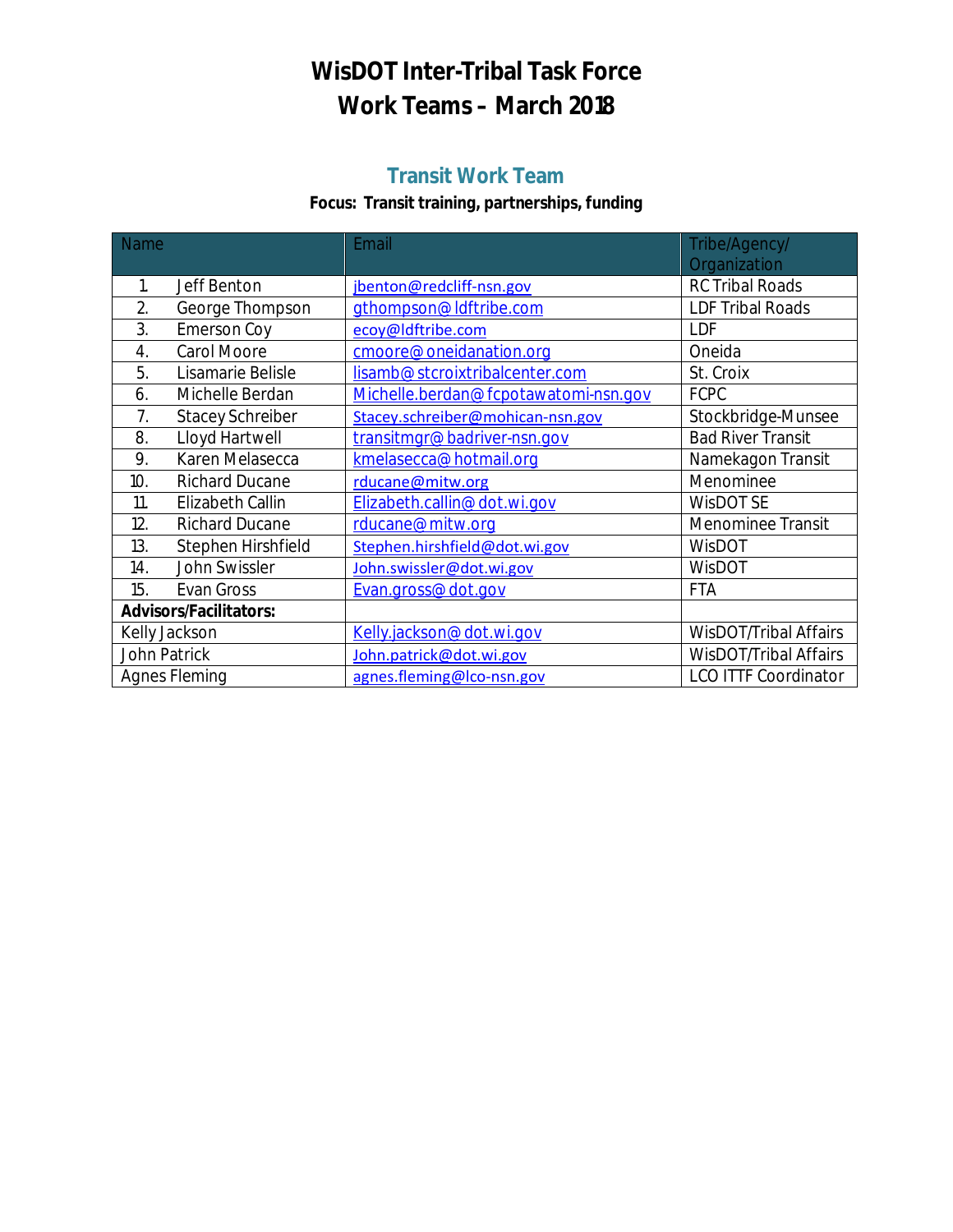# WisDOT Inter-Tribal Task Force
# Work Teams – March 2018

## Transit Work Team

**Focus: Transit training, partnerships, funding**

| Name | Email | Tribe/Agency/ Organization |
|---|---|---|
| 1. Jeff Benton | jbenton@redcliff-nsn.gov | RC Tribal Roads |
| 2. George Thompson | gthompson@ldftribe.com | LDF Tribal Roads |
| 3. Emerson Coy | ecoy@ldftribe.com | LDF |
| 4. Carol Moore | cmoore@oneidanation.org | Oneida |
| 5. Lisamarie Belisle | lisamb@stcroixtribalcenter.com | St. Croix |
| 6. Michelle Berdan | Michelle.berdan@fcpotawatomi-nsn.gov | FCPC |
| 7. Stacey Schreiber | Stacey.schreiber@mohican-nsn.gov | Stockbridge-Munsee |
| 8. Lloyd Hartwell | transitmgr@badriver-nsn.gov | Bad River Transit |
| 9. Karen Melasecca | kmelasecca@hotmail.org | Namekagon Transit |
| 10. Richard Ducane | rducane@mitw.org | Menominee |
| 11. Elizabeth Callin | Elizabeth.callin@dot.wi.gov | WisDOT SE |
| 12. Richard Ducane | rducane@mitw.org | Menominee Transit |
| 13. Stephen Hirshfield | Stephen.hirshfield@dot.wi.gov | WisDOT |
| 14. John Swissler | John.swissler@dot.wi.gov | WisDOT |
| 15. Evan Gross | Evan.gross@dot.gov | FTA |
| **Advisors/Facilitators:** | | |
| Kelly Jackson | Kelly.jackson@dot.wi.gov | WisDOT/Tribal Affairs |
| John Patrick | John.patrick@dot.wi.gov | WisDOT/Tribal Affairs |
| Agnes Fleming | agnes.fleming@lco-nsn.gov | LCO ITTF Coordinator |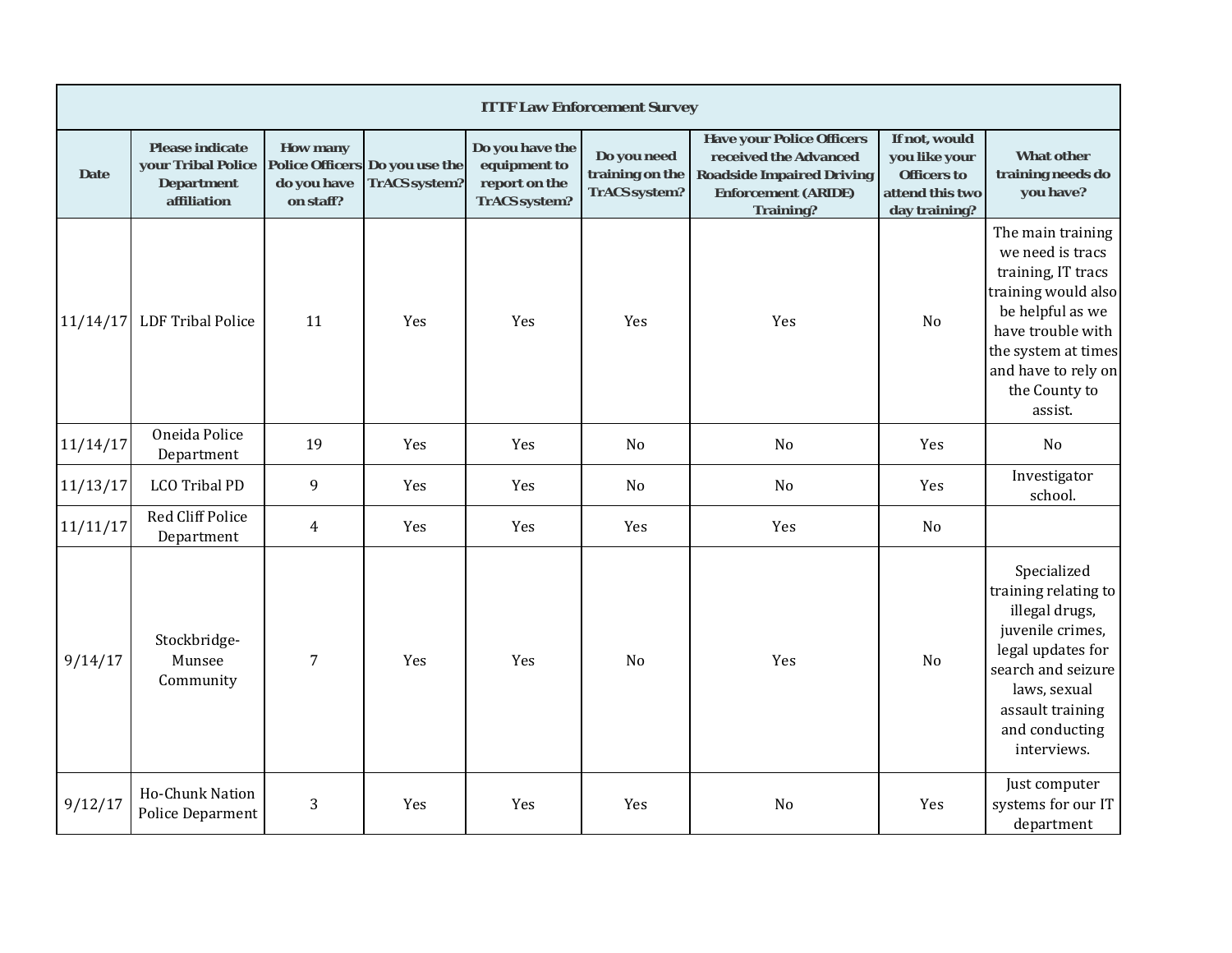| ITTF Law Enforcement Survey | | | | | | | | |
|---|---|---|---|---|---|---|---|---|
| Date | Please indicate your Tribal Police Department affiliation | How many Police Officers do you have on staff? | Do you use the TrACS system? | Do you have the equipment to report on the TrACS system? | Do you need training on the TrACS system? | Have your Police Officers received the Advanced Roadside Impaired Driving Enforcement (ARIDE) Training? | If not, would you like your Officers to attend this two day training? | What other training needs do you have? |
| 11/14/17 | LDF Tribal Police | 11 | Yes | Yes | Yes | Yes | No | The main training we need is tracs training, IT tracs training would also be helpful as we have trouble with the system at times and have to rely on the County to assist. |
| 11/14/17 | Oneida Police Department | 19 | Yes | Yes | No | No | Yes | No |
| 11/13/17 | LCO Tribal PD | 9 | Yes | Yes | No | No | Yes | Investigator school. |
| 11/11/17 | Red Cliff Police Department | 4 | Yes | Yes | Yes | Yes | No | |
| 9/14/17 | Stockbridge-Munsee Community | 7 | Yes | Yes | No | Yes | No | Specialized training relating to illegal drugs, juvenile crimes, legal updates for search and seizure laws, sexual assault training and conducting interviews. |
| 9/12/17 | Ho-Chunk Nation Police Deparment | 3 | Yes | Yes | Yes | No | Yes | Just computer systems for our IT department |